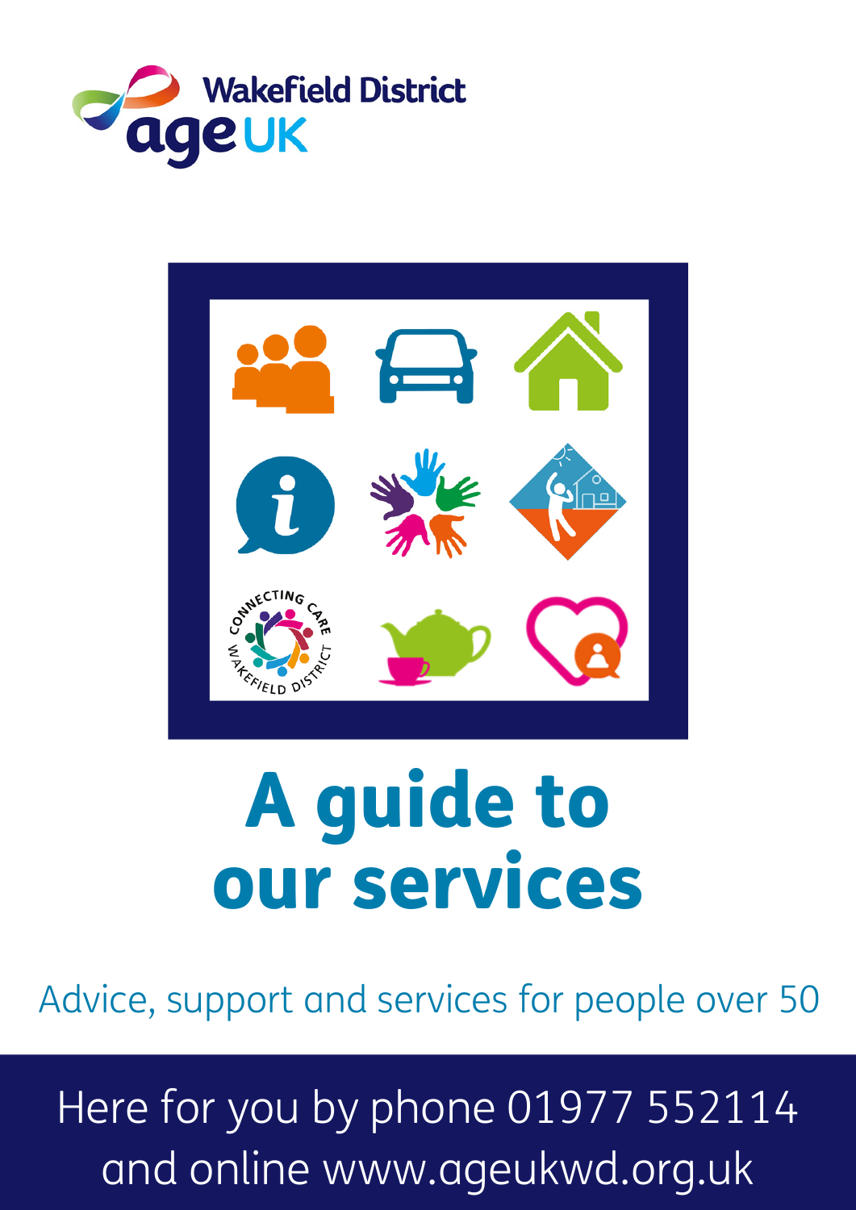Wakefield District age UK

# A guide to our services

Advice, support and services for people over 50

Here for you by phone 01977 552114 and online www.ageukwd.org.uk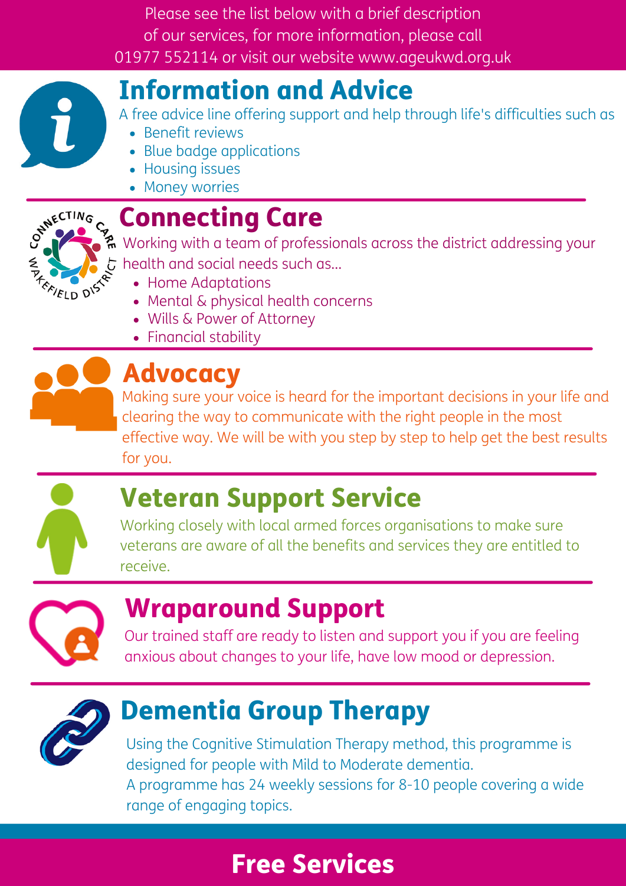Please see the list below with a brief description of our services, for more information, please call 01977 552114 or visit our website www.ageukwd.org.uk

## Information and Advice

A free advice line offering support and help through life's difficulties such as

- Benefit reviews
- Blue badge applications
- Housing issues
- Money worries

## Connecting Care

Working with a team of professionals across the district addressing your health and social needs such as...

- Home Adaptations
- Mental & physical health concerns
- Wills & Power of Attorney
- Financial stability

## Advocacy

Making sure your voice is heard for the important decisions in your life and clearing the way to communicate with the right people in the most effective way. We will be with you step by step to help get the best results for you.

## Veteran Support Service

Working closely with local armed forces organisations to make sure veterans are aware of all the benefits and services they are entitled to receive.

## Wraparound Support

Our trained staff are ready to listen and support you if you are feeling anxious about changes to your life, have low mood or depression.

## Dementia Group Therapy

Using the Cognitive Stimulation Therapy method, this programme is designed for people with Mild to Moderate dementia.
A programme has 24 weekly sessions for 8-10 people covering a wide range of engaging topics.

**Free Services**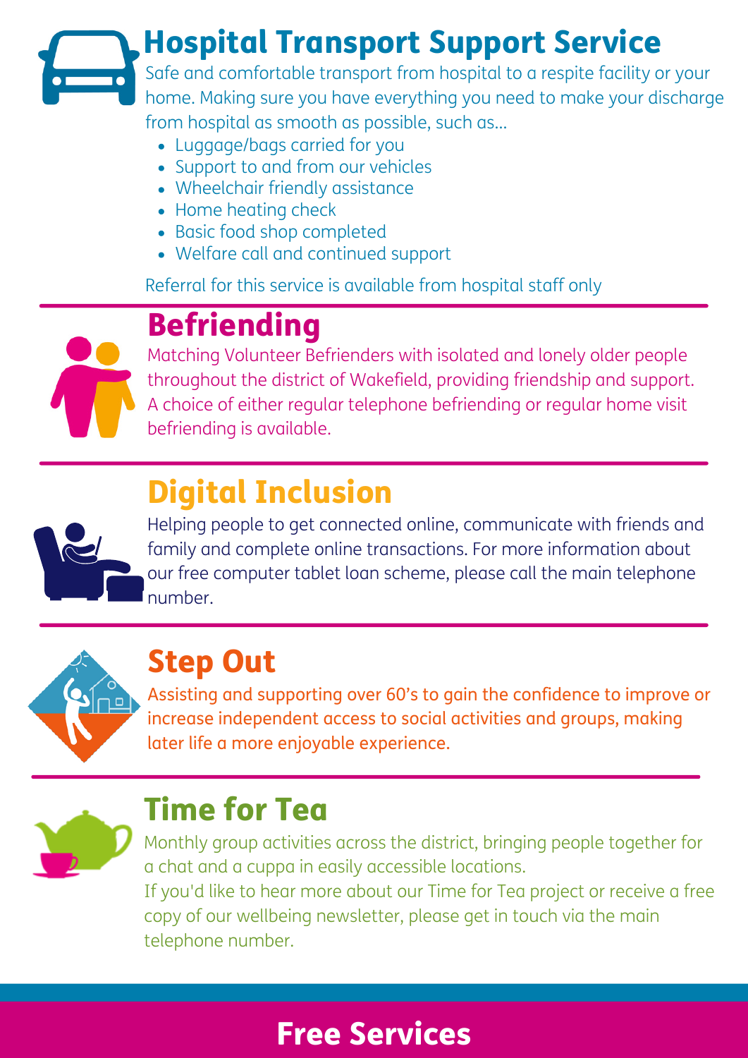## Hospital Transport Support Service

Safe and comfortable transport from hospital to a respite facility or your home. Making sure you have everything you need to make your discharge from hospital as smooth as possible, such as...

- Luggage/bags carried for you
- Support to and from our vehicles
- Wheelchair friendly assistance
- Home heating check
- Basic food shop completed
- Welfare call and continued support

Referral for this service is available from hospital staff only

## Befriending

Matching Volunteer Befrienders with isolated and lonely older people throughout the district of Wakefield, providing friendship and support. A choice of either regular telephone befriending or regular home visit befriending is available.

## Digital Inclusion

Helping people to get connected online, communicate with friends and family and complete online transactions. For more information about our free computer tablet loan scheme, please call the main telephone number.

## Step Out

Assisting and supporting over 60's to gain the confidence to improve or increase independent access to social activities and groups, making later life a more enjoyable experience.

## Time for Tea

Monthly group activities across the district, bringing people together for a chat and a cuppa in easily accessible locations.
If you'd like to hear more about our Time for Tea project or receive a free copy of our wellbeing newsletter, please get in touch via the main telephone number.

# Free Services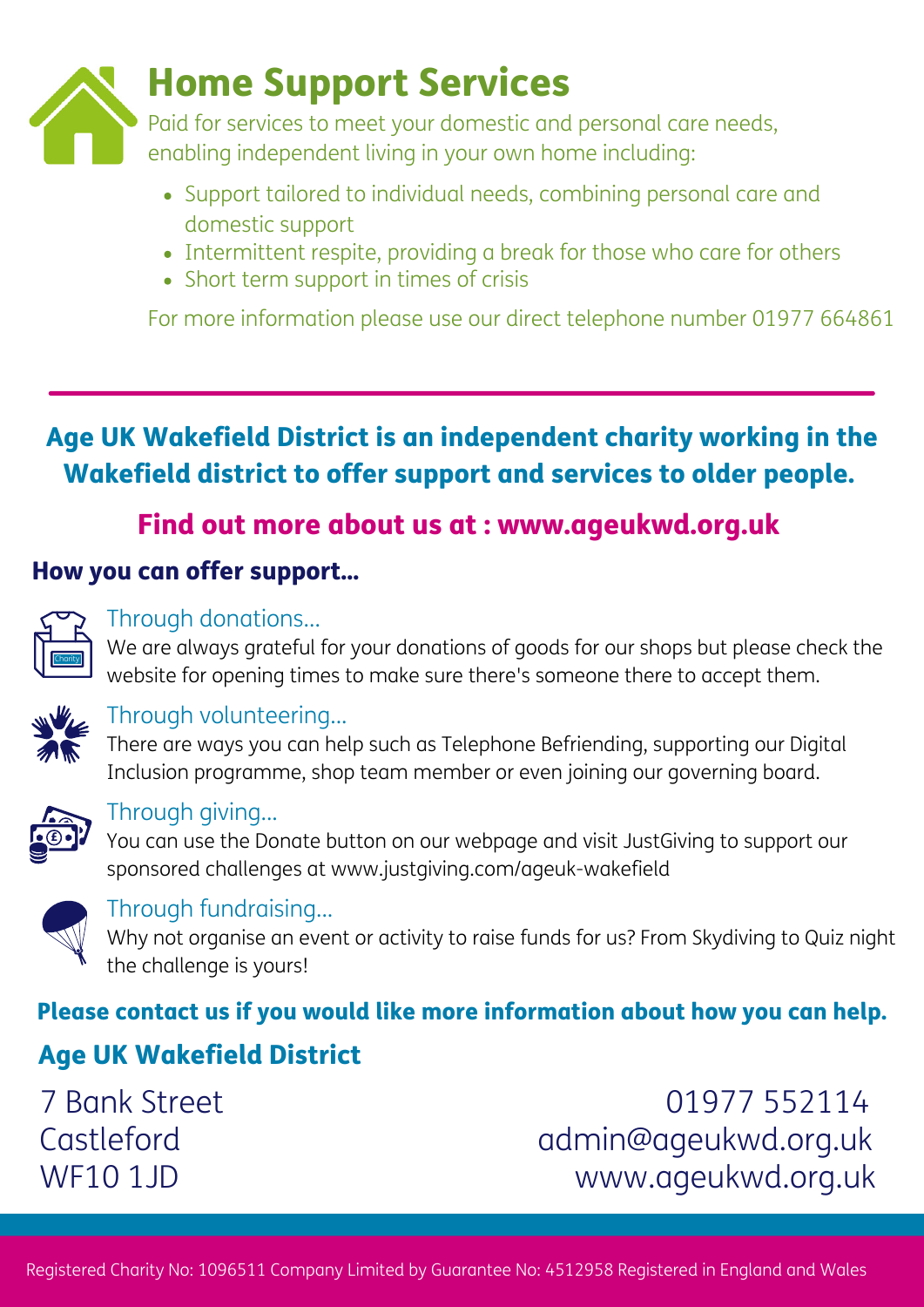# Home Support Services

Paid for services to meet your domestic and personal care needs, enabling independent living in your own home including:

- Support tailored to individual needs, combining personal care and domestic support
- Intermittent respite, providing a break for those who care for others
- Short term support in times of crisis

For more information please use our direct telephone number 01977 664861

---

## Age UK Wakefield District is an independent charity working in the Wakefield district to offer support and services to older people.

## Find out more about us at : www.ageukwd.org.uk

### How you can offer support...

**Through donations...**
We are always grateful for your donations of goods for our shops but please check the website for opening times to make sure there's someone there to accept them.

**Through volunteering...**
There are ways you can help such as Telephone Befriending, supporting our Digital Inclusion programme, shop team member or even joining our governing board.

**Through giving...**
You can use the Donate button on our webpage and visit JustGiving to support our sponsored challenges at www.justgiving.com/ageuk-wakefield

**Through fundraising...**
Why not organise an event or activity to raise funds for us? From Skydiving to Quiz night the challenge is yours!

**Please contact us if you would like more information about how you can help.**

## Age UK Wakefield District

7 Bank Street
Castleford
WF10 1JD

01977 552114
admin@ageukwd.org.uk
www.ageukwd.org.uk

Registered Charity No: 1096511 Company Limited by Guarantee No: 4512958 Registered in England and Wales